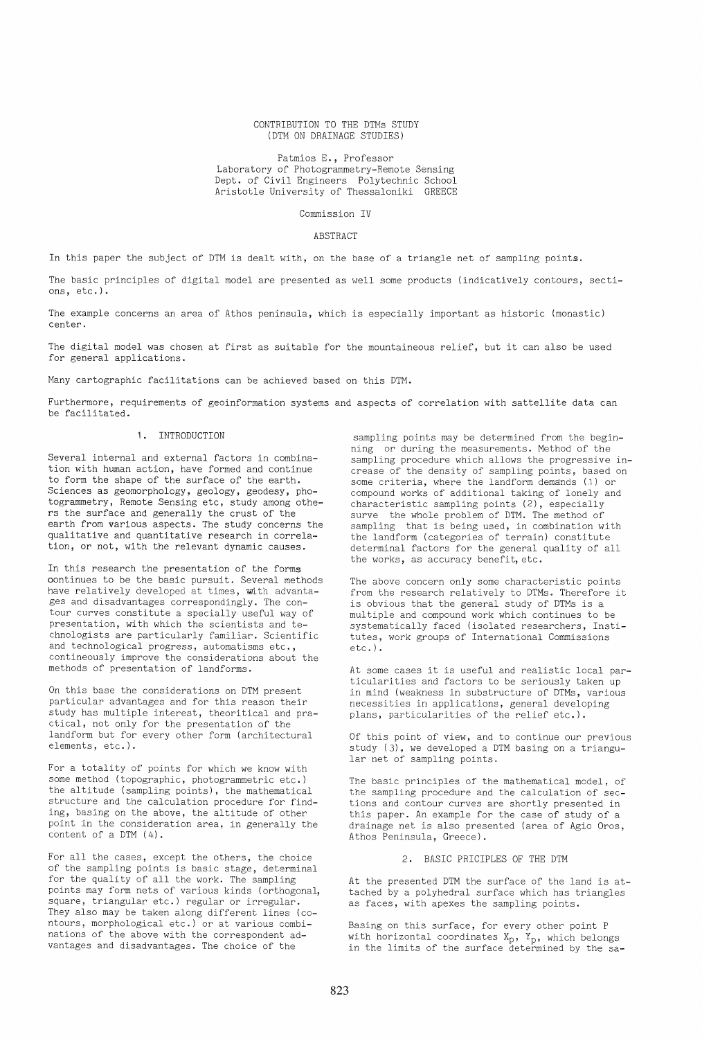# CONTRIBUTION TO THE DTMs STUDY (DTM ON DRAINAGE STUDIES)

Patmios E., Professor
Laboratory of Photogrammetry-Remote Sensing
Dept. of Civil Engineers Polytechnic School
Aristotle University of Thessaloniki GREECE

Commission IV

## ABSTRACT

In this paper the subject of DTM is dealt with, on the base of a triangle net of sampling points.

The basic principles of digital model are presented as well some products (indicatively contours, sections, etc.).

The example concerns an area of Athos peninsula, which is especially important as historic (monastic) center.

The digital model was chosen at first as suitable for the mountaineous relief, but it can also be used for general applications.

Many cartographic facilitations can be achieved based on this DTM.

Furthermore, requirements of geoinformation systems and aspects of correlation with sattellite data can be facilitated.

## 1. INTRODUCTION

Several internal and external factors in combination with human action, have formed and continue to form the shape of the surface of the earth. Sciences as geomorphology, geology, geodesy, photogrammetry, Remote Sensing etc, study among others the surface and generally the crust of the earth from various aspects. The study concerns the qualitative and quantitative research in correlation, or not, with the relevant dynamic causes.

In this research the presentation of the forms continues to be the basic pursuit. Several methods have relatively developed at times, with advantages and disadvantages correspondingly. The contour curves constitute a specially useful way of presentation, with which the scientists and technologists are particularly familiar. Scientific and technological progress, automatisms etc., contineously improve the considerations about the methods of presentation of landforms.

On this base the considerations on DTM present particular advantages and for this reason their study has multiple interest, theoritical and practical, not only for the presentation of the landform but for every other form (architectural elements, etc.).

For a totality of points for which we know with some method (topographic, photogrammetric etc.) the altitude (sampling points), the mathematical structure and the calculation procedure for finding, basing on the above, the altitude of other point in the consideration area, in generally the content of a DTM (4).

For all the cases, except the others, the choice of the sampling points is basic stage, determinal for the quality of all the work. The sampling points may form nets of various kinds (orthogonal, square, triangular etc.) regular or irregular. They also may be taken along different lines (contours, morphological etc.) or at various combinations of the above with the correspondent advantages and disadvantages. The choice of the sampling points may be determined from the beginning or during the measurements. Method of the sampling procedure which allows the progressive increase of the density of sampling points, based on some criteria, where the landform demands (1) or compound works of additional taking of lonely and characteristic sampling points (2), especially surve the whole problem of DTM. The method of sampling that is being used, in combination with the landform (categories of terrain) constitute determinal factors for the general quality of all the works, as accuracy benefit, etc.

The above concern only some characteristic points from the research relatively to DTMs. Therefore it is obvious that the general study of DTMs is a multiple and compound work which continues to be systematically faced (isolated researchers, Institutes, work groups of International Commissions etc.).

At some cases it is useful and realistic local particularities and factors to be seriously taken up in mind (weakness in substructure of DTMs, various necessities in applications, general developing plans, particularities of the relief etc.).

Of this point of view, and to continue our previous study (3), we developed a DTM basing on a triangular net of sampling points.

The basic principles of the mathematical model, of the sampling procedure and the calculation of sections and contour curves are shortly presented in this paper. An example for the case of study of a drainage net is also presented (area of Agio Oros, Athos Peninsula, Greece).

## 2. BASIC PRICIPLES OF THE DTM

At the presented DTM the surface of the land is attached by a polyhedral surface which has triangles as faces, with apexes the sampling points.

Basing on this surface, for every other point P with horizontal coordinates $X_p$, $Y_p$, which belongs in the limits of the surface determined by the sa-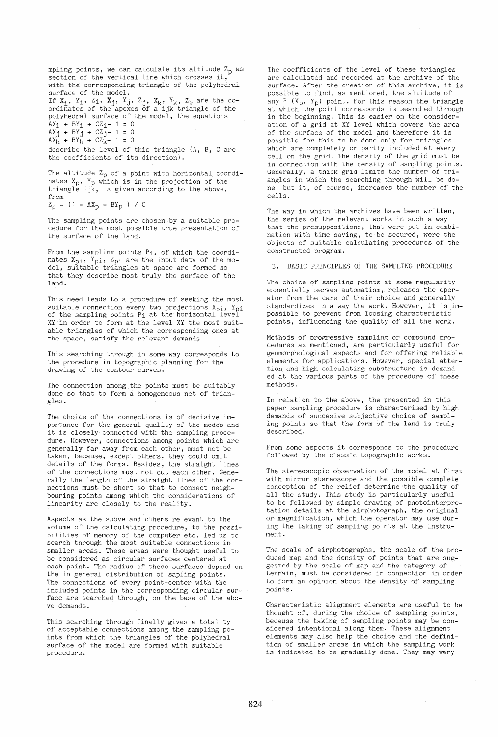mpling points, we can calculate its altitude $Z_p$ as section of the vertical line which crosses it, with the corresponding triangle of the polyhedral surface of the model.

If $X_i$, $Y_i$, $Z_i$, $X_j$, $Y_j$, $Z_j$, $X_k$, $Y_k$, $Z_k$ are the coordinates of the apexes of a ijk triangle of the polyhedral surface of the model, the equations

$$AX_i + BY_i + CZ_i - 1 = 0$$
$$AX_j + BY_j + CZ_j - 1 = 0$$
$$AX_k + BY_k + CZ_k - 1 = 0$$

describe the level of this triangle (A, B, C are the coefficients of its direction).

The altitude $Z_p$ of a point with horizontal coordinates $X_p$, $Y_p$ which is in the projection of the triangle ijk, is given according to the above, from

$$Z_p = (1 - AX_p - BY_p) / C$$

The sampling points are chosen by a suitable procedure for the most possible true presentation of the surface of the land.

From the sampling points $P_i$, of which the coordinates $X_{pi}$, $Y_{pi}$, $Z_{pi}$ are the input data of the model, suitable triangles at space are formed so that they describe most truly the surface of the land.

This need leads to a procedure of seeking the most suitable connection every two projections $X_{pi}$, $Y_{pi}$ of the sampling points $P_i$ at the horizontal level XY in order to form at the level XY the most suitable triangles of which the corresponding ones at the space, satisfy the relevant demands.

This searching through in some way corresponds to the procedure in topographic planning for the drawing of the contour curves.

The connection among the points must be suitably done so that to form a homogeneous net of triangles.

The choice of the connections is of decisive importance for the general quality of the modes and it is closely connected with the sampling procedure. However, connections among points which are generally far away from each other, must not be taken, because, except others, they could omit details of the forms. Besides, the straight lines of the connections must not cut each other. Generally the length of the straight lines of the connections must be short so that to connect neighbouring points among which the considerations of linearity are closely to the reality.

Aspects as the above and others relevant to the volume of the calculating procedure, to the possibilities of memory of the computer etc. led us to search through the most suitable connections in smaller areas. These areas were thought useful to be considered as circular surfaces centered at each point. The radius of these surfaces depend on the in general distribution of sapling points. The connections of every point-center with the included points in the corresponding circular surface are searched through, on the base of the above demands.

This searching through finally gives a totality of acceptable connections among the sampling points from which the triangles of the polyhedral surface of the model are formed with suitable procedure.

The coefficients of the level of these triangles are calculated and recorded at the archive of the surface. After the creation of this archive, it is possible to find, as mentioned, the altitude of any P ($X_p$, $Y_p$) point. For this reason the triangle at which the point corresponds is searched through in the beginning. This is easier on the consideration of a grid at XY level which covers the area of the surface of the model and therefore it is possible for this to be done only for triangles which are completely or partly included at every cell on the grid. The density of the grid must be in connection with the density of sampling points. Generally, a thick grid limits the number of triangles in which the searching through will be done, but it, of course, increases the number of the cells.

The way in which the archives have been written, the series of the relevant works in such a way that the presuppositions, that were put in combination with time saving, to be secured, were the objects of suitable calculating procedures of the constructed program.

## 3. BASIC PRINCIPLES OF THE SAMPLING PROCEDURE

The choice of sampling points at some regularity essentially serves automatism, releases the operator from the care of their choice and generally standardizes in a way the work. However, it is impossible to prevent from loosing characteristic points, influencing the quality of all the work.

Methods of progressive sampling or compound procedures as mentioned, are particularly useful for geomorphological aspects and for offering reliable elements for applications. However, special attention and high calculating substructure is demanded at the various parts of the procedure of these methods.

In relation to the above, the presented in this paper sampling procedure is characterised by high demands of succesive subjective choice of sampling points so that the form of the land is truly described.

From some aspects it corresponds to the procedure followed by the classic topographic works.

The stereoscopic observation of the model at first with mirror stereoscope and the possible complete conception of the relief determine the quality of all the study. This study is particularly useful to be followed by simple drawing of photointerpretation details at the airphotograph, the original or magnification, which the operator may use during the taking of sampling points at the instrument.

The scale of airphotographs, the scale of the produced map and the density of points that are suggested by the scale of map and the category of terrain, must be considered in connection in order to form an opinion about the density of sampling points.

Characteristic alignment elements are useful to be thought of, during the choice of sampling points, because the taking of sampling points may be considered intentional along them. These alignment elements may also help the choice and the definition of smaller areas in which the sampling work is indicated to be gradually done. They may vary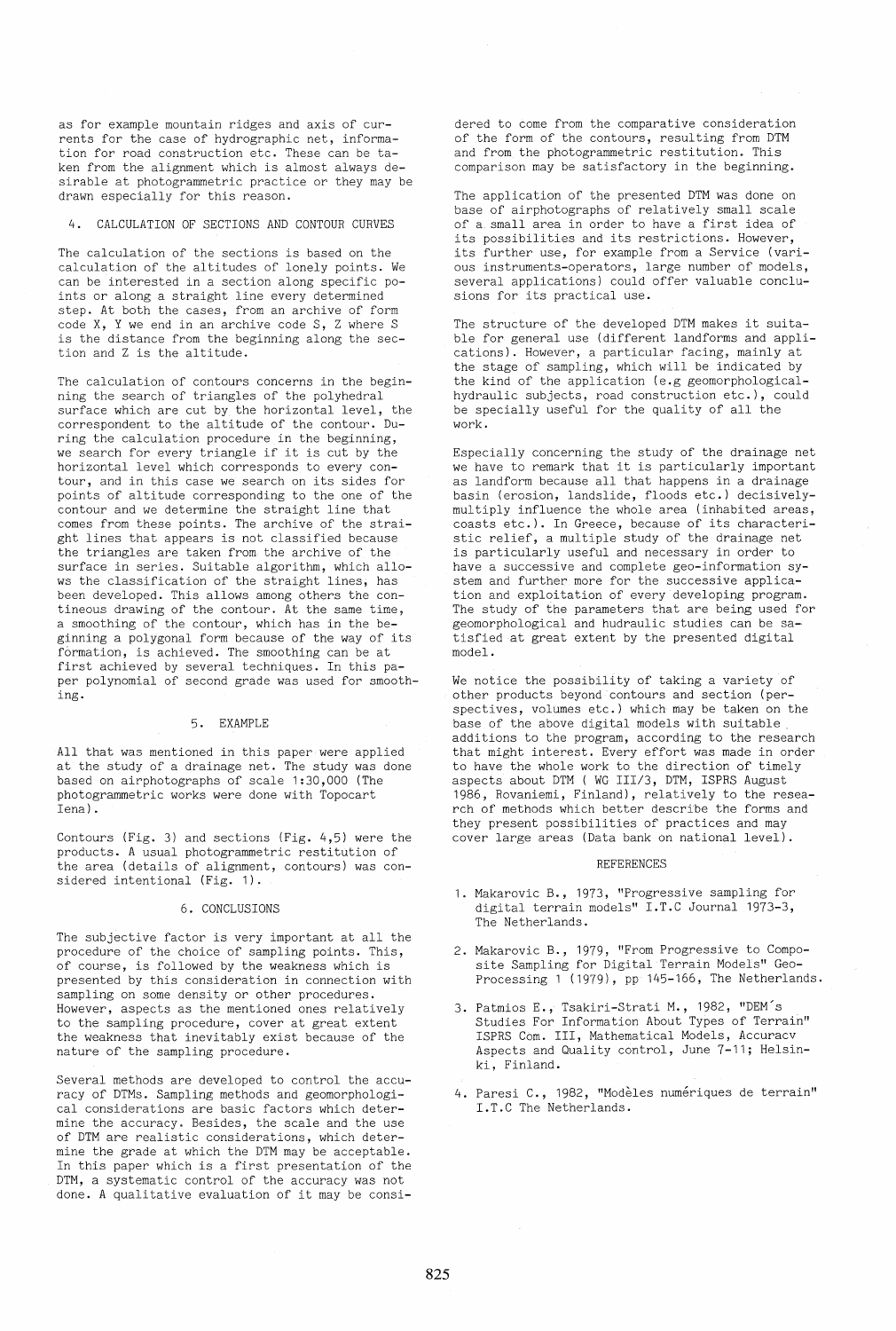as for example mountain ridges and axis of currents for the case of hydrographic net, information for road construction etc. These can be taken from the alignment which is almost always desirable at photogrammetric practice or they may be drawn especially for this reason.

## 4. CALCULATION OF SECTIONS AND CONTOUR CURVES

The calculation of the sections is based on the calculation of the altitudes of lonely points. We can be interested in a section along specific points or along a straight line every determined step. At both the cases, from an archive of form code X, Y we end in an archive code S, Z where S is the distance from the beginning along the section and Z is the altitude.

The calculation of contours concerns in the beginning the search of triangles of the polyhedral surface which are cut by the horizontal level, the correspondent to the altitude of the contour. During the calculation procedure in the beginning, we search for every triangle if it is cut by the horizontal level which corresponds to every contour, and in this case we search on its sides for points of altitude corresponding to the one of the contour and we determine the straight line that comes from these points. The archive of the straight lines that appears is not classified because the triangles are taken from the archive of the surface in series. Suitable algorithm, which allows the classification of the straight lines, has been developed. This allows among others the contineous drawing of the contour. At the same time, a smoothing of the contour, which has in the beginning a polygonal form because of the way of its formation, is achieved. The smoothing can be at first achieved by several techniques. In this paper polynomial of second grade was used for smoothing.

## 5. EXAMPLE

All that was mentioned in this paper were applied at the study of a drainage net. The study was done based on airphotographs of scale 1:30,000 (The photogrammetric works were done with Topocart Iena).

Contours (Fig. 3) and sections (Fig. 4,5) were the products. A usual photogrammetric restitution of the area (details of alignment, contours) was considered intentional (Fig. 1).

## 6. CONCLUSIONS

The subjective factor is very important at all the procedure of the choice of sampling points. This, of course, is followed by the weakness which is presented by this consideration in connection with sampling on some density or other procedures. However, aspects as the mentioned ones relatively to the sampling procedure, cover at great extent the weakness that inevitably exist because of the nature of the sampling procedure.

Several methods are developed to control the accuracy of DTMs. Sampling methods and geomorphological considerations are basic factors which determine the accuracy. Besides, the scale and the use of DTM are realistic considerations, which determine the grade at which the DTM may be acceptable. In this paper which is a first presentation of the DTM, a systematic control of the accuracy was not done. A qualitative evaluation of it may be considered to come from the comparative consideration of the form of the contours, resulting from DTM and from the photogrammetric restitution. This comparison may be satisfactory in the beginning.

The application of the presented DTM was done on base of airphotographs of relatively small scale of a small area in order to have a first idea of its possibilities and its restrictions. However, its further use, for example from a Service (various instruments-operators, large number of models, several applications) could offer valuable conclusions for its practical use.

The structure of the developed DTM makes it suitable for general use (different landforms and applications). However, a particular facing, mainly at the stage of sampling, which will be indicated by the kind of the application (e.g geomorphological-hydraulic subjects, road construction etc.), could be specially useful for the quality of all the work.

Especially concerning the study of the drainage net we have to remark that it is particularly important as landform because all that happens in a drainage basin (erosion, landslide, floods etc.) decisively-multiply influence the whole area (inhabited areas, coasts etc.). In Greece, because of its characteristic relief, a multiple study of the drainage net is particularly useful and necessary in order to have a successive and complete geo-information system and further more for the successive application and exploitation of every developing program. The study of the parameters that are being used for geomorphological and hudraulic studies can be satisfied at great extent by the presented digital model.

We notice the possibility of taking a variety of other products beyond contours and section (perspectives, volumes etc.) which may be taken on the base of the above digital models with suitable additions to the program, according to the research that might interest. Every effort was made in order to have the whole work to the direction of timely aspects about DTM ( WG III/3, DTM, ISPRS August 1986, Rovaniemi, Finland), relatively to the research of methods which better describe the forms and they present possibilities of practices and may cover large areas (Data bank on national level).

## REFERENCES

1. Makarovic B., 1973, "Progressive sampling for digital terrain models" I.T.C Journal 1973-3, The Netherlands.
2. Makarovic B., 1979, "From Progressive to Composite Sampling for Digital Terrain Models" Geo-Processing 1 (1979), pp 145-166, The Netherlands.
3. Patmios E., Tsakiri-Strati M., 1982, "DEM´s Studies For Information About Types of Terrain" ISPRS Com. III, Mathematical Models, Accuracv Aspects and Quality control, June 7-11; Helsinki, Finland.
4. Paresi C., 1982, "Modèles numériques de terrain" I.T.C The Netherlands.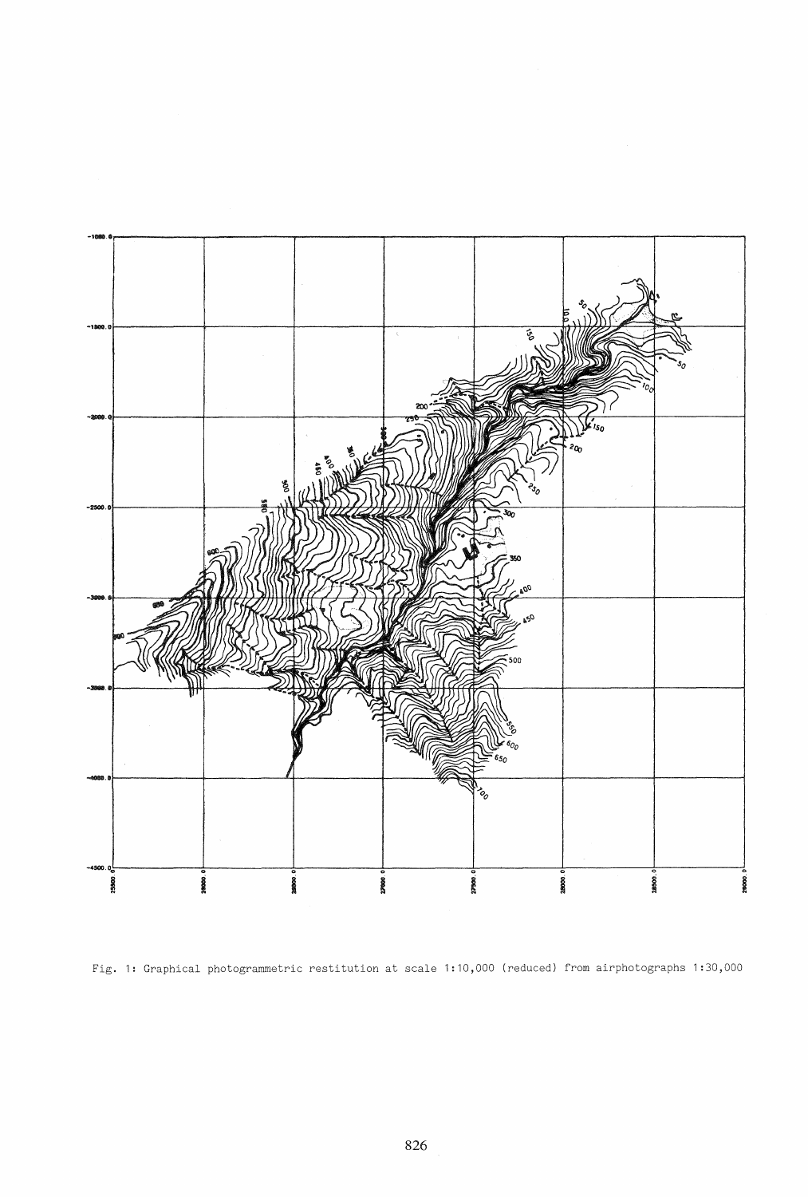Fig. 1: Graphical photogrammetric restitution at scale 1:10,000 (reduced) from airphotographs 1:30,000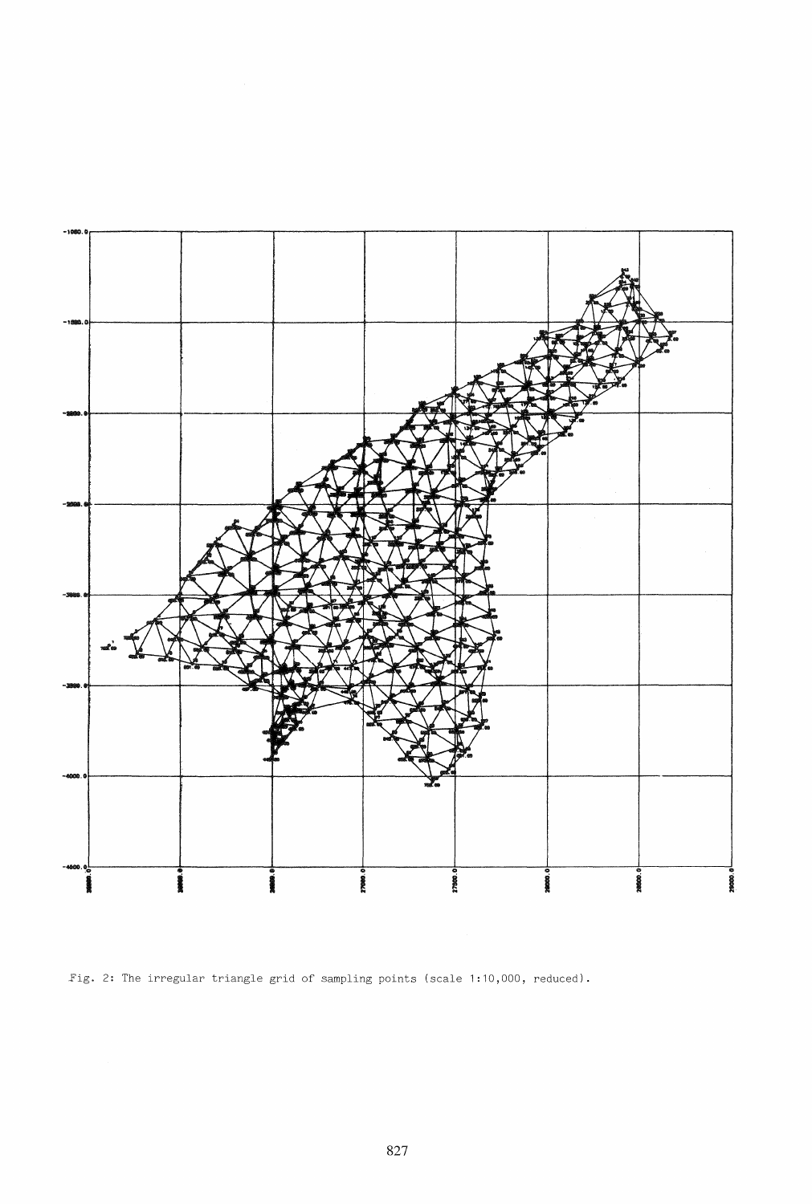Fig. 2: The irregular triangle grid of sampling points (scale 1:10,000, reduced).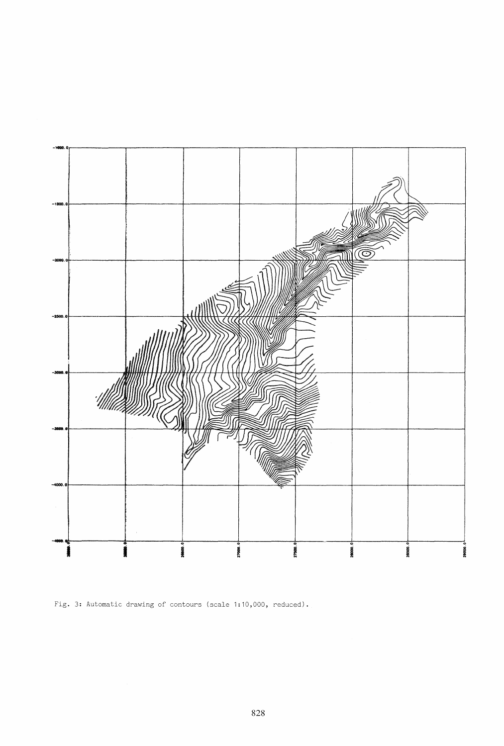Fig. 3: Automatic drawing of contours (scale 1:10,000, reduced).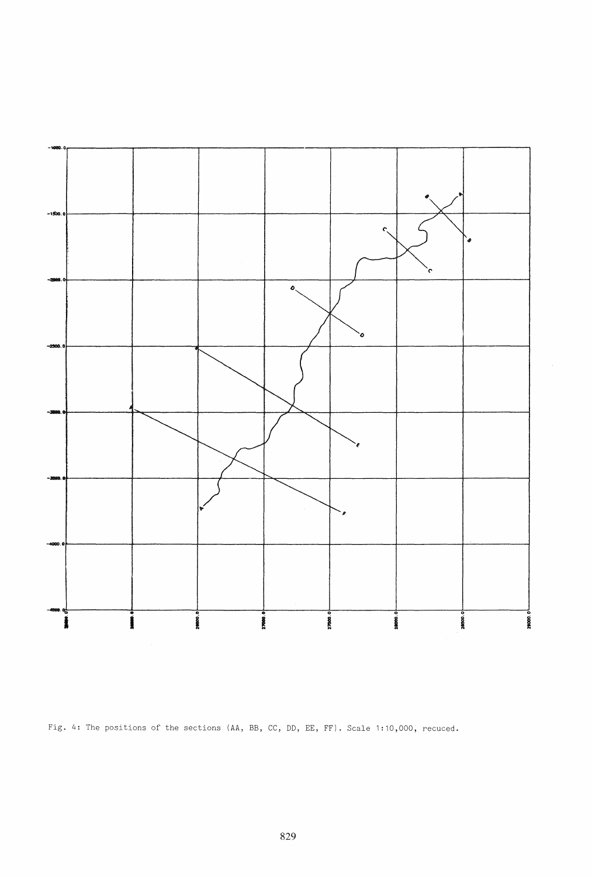Fig. 4: The positions of the sections (AA, BB, CC, DD, EE, FF). Scale 1:10,000, recuced.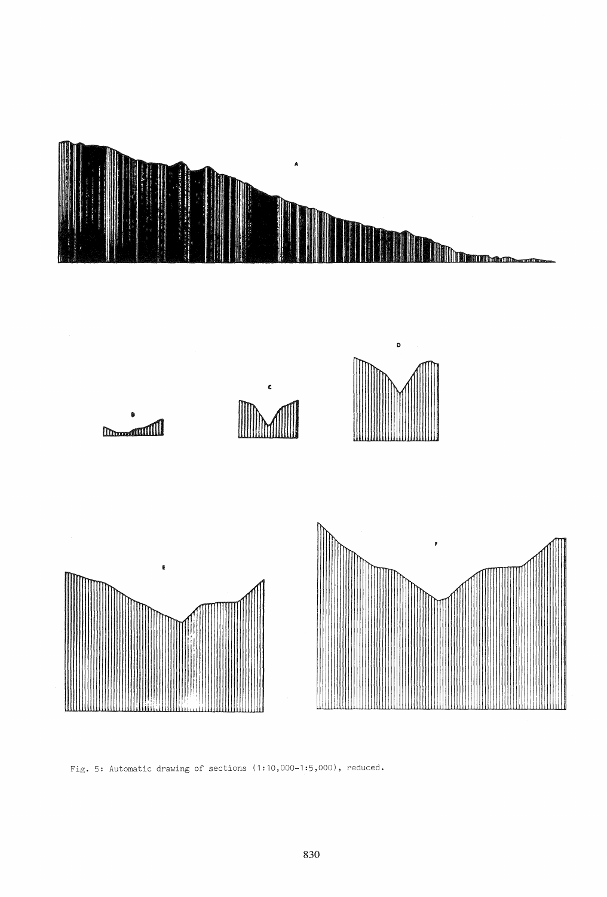A

B

C

D

E

F

Fig. 5: Automatic drawing of sections (1:10,000-1:5,000), reduced.